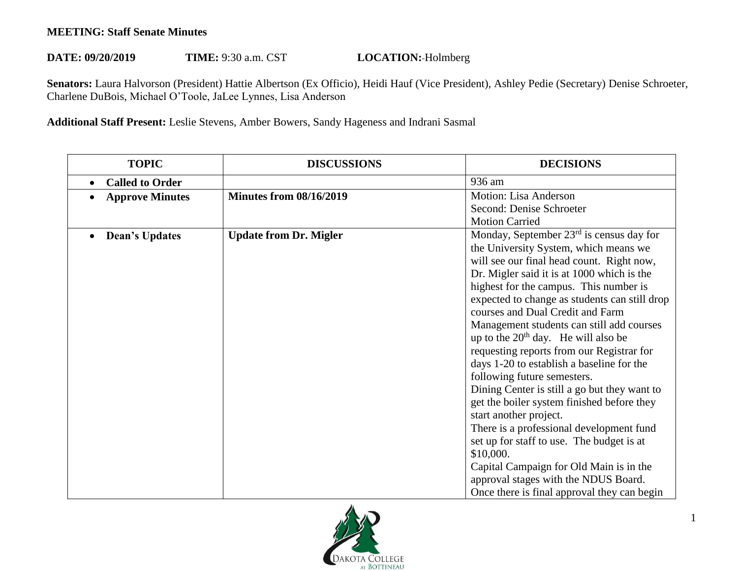**MEETING: Staff Senate Minutes**

**DATE: 09/20/2019** **TIME:** 9:30 a.m. CST **LOCATION:**-Holmberg

**Senators:** Laura Halvorson (President) Hattie Albertson (Ex Officio), Heidi Hauf (Vice President), Ashley Pedie (Secretary) Denise Schroeter, Charlene DuBois, Michael O'Toole, JaLee Lynnes, Lisa Anderson

**Additional Staff Present:** Leslie Stevens, Amber Bowers, Sandy Hageness and Indrani Sasmal

| TOPIC | DISCUSSIONS | DECISIONS |
|---|---|---|
| • **Called to Order** | | 936 am |
| • **Approve Minutes** | **Minutes from 08/16/2019** | Motion: Lisa Anderson<br>Second: Denise Schroeter<br>Motion Carried |
| • **Dean's Updates** | **Update from Dr. Migler** | Monday, September 23rd is census day for the University System, which means we will see our final head count. Right now, Dr. Migler said it is at 1000 which is the highest for the campus. This number is expected to change as students can still drop courses and Dual Credit and Farm Management students can still add courses up to the 20th day. He will also be requesting reports from our Registrar for days 1-20 to establish a baseline for the following future semesters.<br>Dining Center is still a go but they want to get the boiler system finished before they start another project.<br>There is a professional development fund set up for staff to use. The budget is at $10,000.<br>Capital Campaign for Old Main is in the approval stages with the NDUS Board. Once there is final approval they can begin |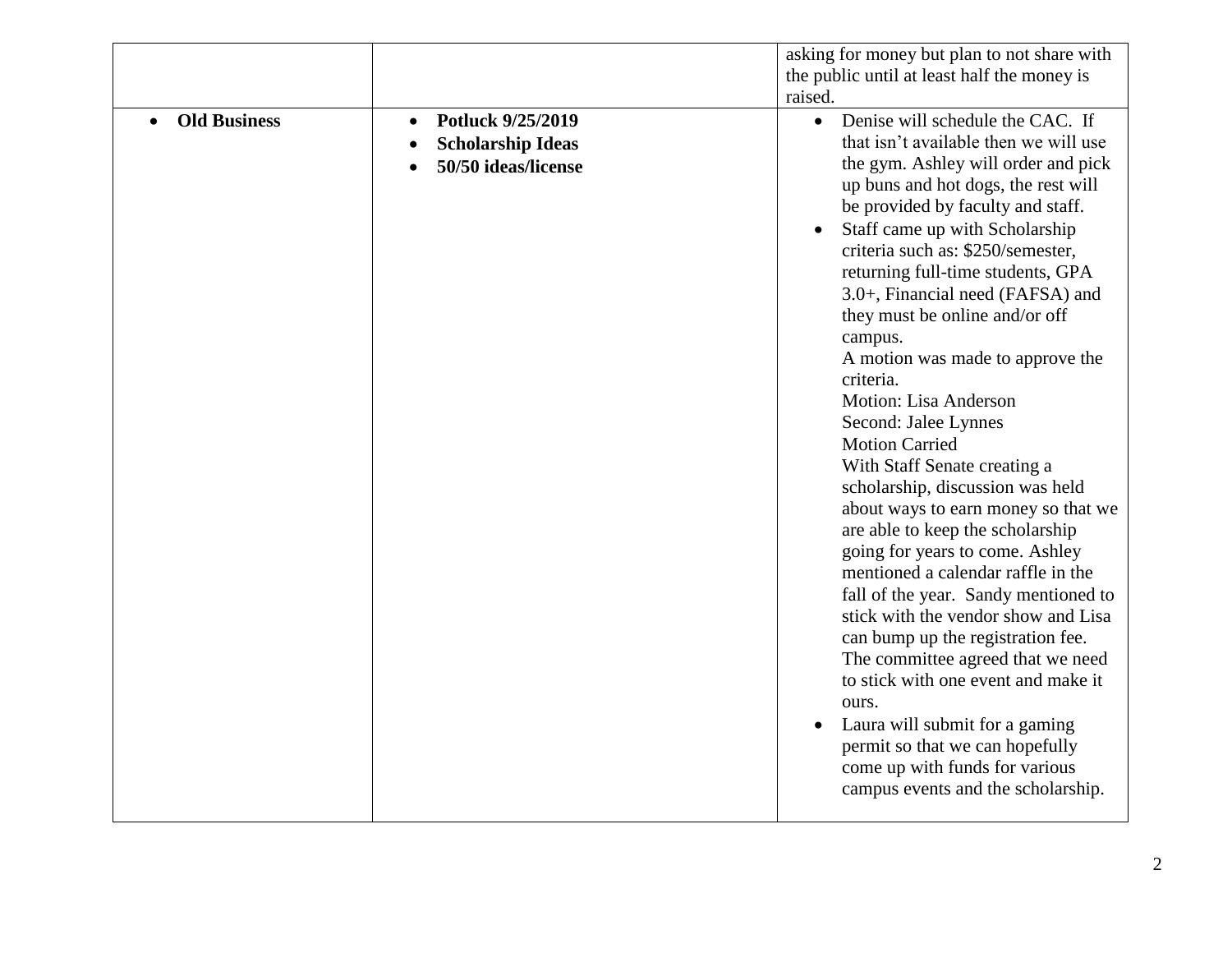| | | |
|---|---|---|
| | | asking for money but plan to not share with the public until at least half the money is raised. |
| • **Old Business** | • **Potluck 9/25/2019**<br>• **Scholarship Ideas**<br>• **50/50 ideas/license** | • Denise will schedule the CAC. If that isn't available then we will use the gym. Ashley will order and pick up buns and hot dogs, the rest will be provided by faculty and staff.<br>• Staff came up with Scholarship criteria such as: $250/semester, returning full-time students, GPA 3.0+, Financial need (FAFSA) and they must be online and/or off campus.<br>A motion was made to approve the criteria.<br>Motion: Lisa Anderson<br>Second: Jalee Lynnes<br>Motion Carried<br>With Staff Senate creating a scholarship, discussion was held about ways to earn money so that we are able to keep the scholarship going for years to come. Ashley mentioned a calendar raffle in the fall of the year. Sandy mentioned to stick with the vendor show and Lisa can bump up the registration fee. The committee agreed that we need to stick with one event and make it ours.<br>• Laura will submit for a gaming permit so that we can hopefully come up with funds for various campus events and the scholarship. |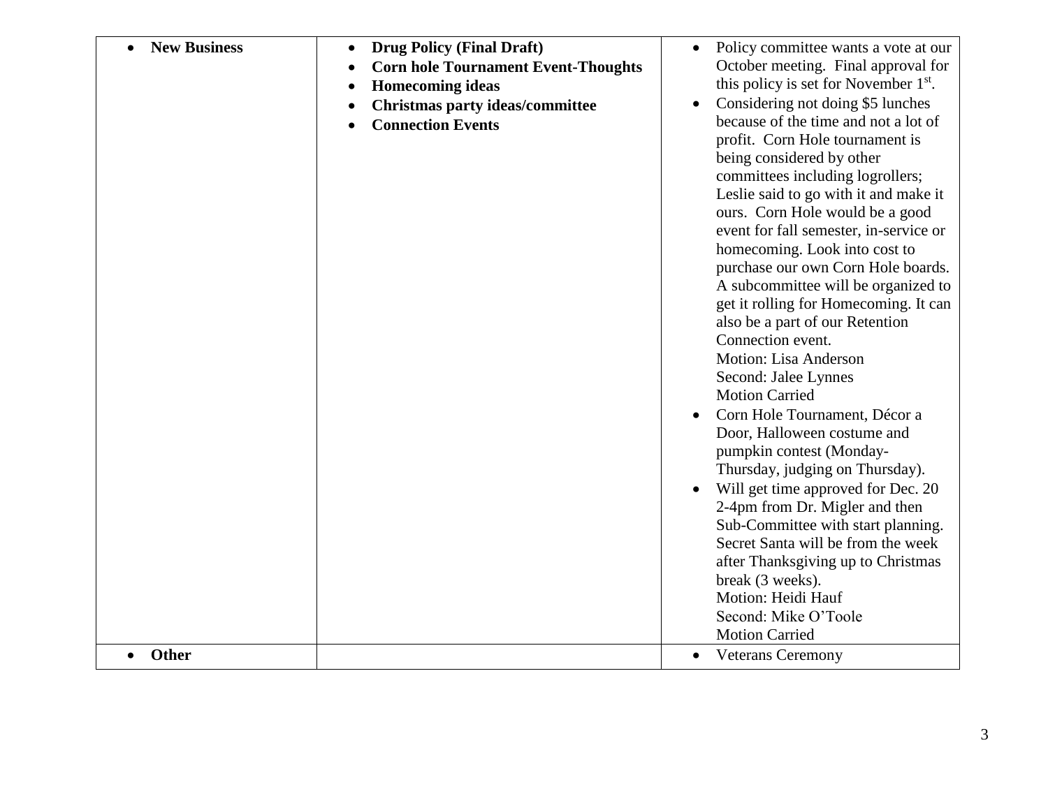| | | |
|---|---|---|
| • **New Business** | • **Drug Policy (Final Draft)**<br>• **Corn hole Tournament Event-Thoughts**<br>• **Homecoming ideas**<br>• **Christmas party ideas/committee**<br>• **Connection Events** | • Policy committee wants a vote at our October meeting. Final approval for this policy is set for November 1st.<br>• Considering not doing $5 lunches because of the time and not a lot of profit. Corn Hole tournament is being considered by other committees including logrollers; Leslie said to go with it and make it ours. Corn Hole would be a good event for fall semester, in-service or homecoming. Look into cost to purchase our own Corn Hole boards. A subcommittee will be organized to get it rolling for Homecoming. It can also be a part of our Retention Connection event.<br>Motion: Lisa Anderson<br>Second: Jalee Lynnes<br>Motion Carried<br>• Corn Hole Tournament, Décor a Door, Halloween costume and pumpkin contest (Monday-Thursday, judging on Thursday).<br>• Will get time approved for Dec. 20 2-4pm from Dr. Migler and then Sub-Committee with start planning. Secret Santa will be from the week after Thanksgiving up to Christmas break (3 weeks).<br>Motion: Heidi Hauf<br>Second: Mike O'Toole<br>Motion Carried |
| • **Other** | | • Veterans Ceremony |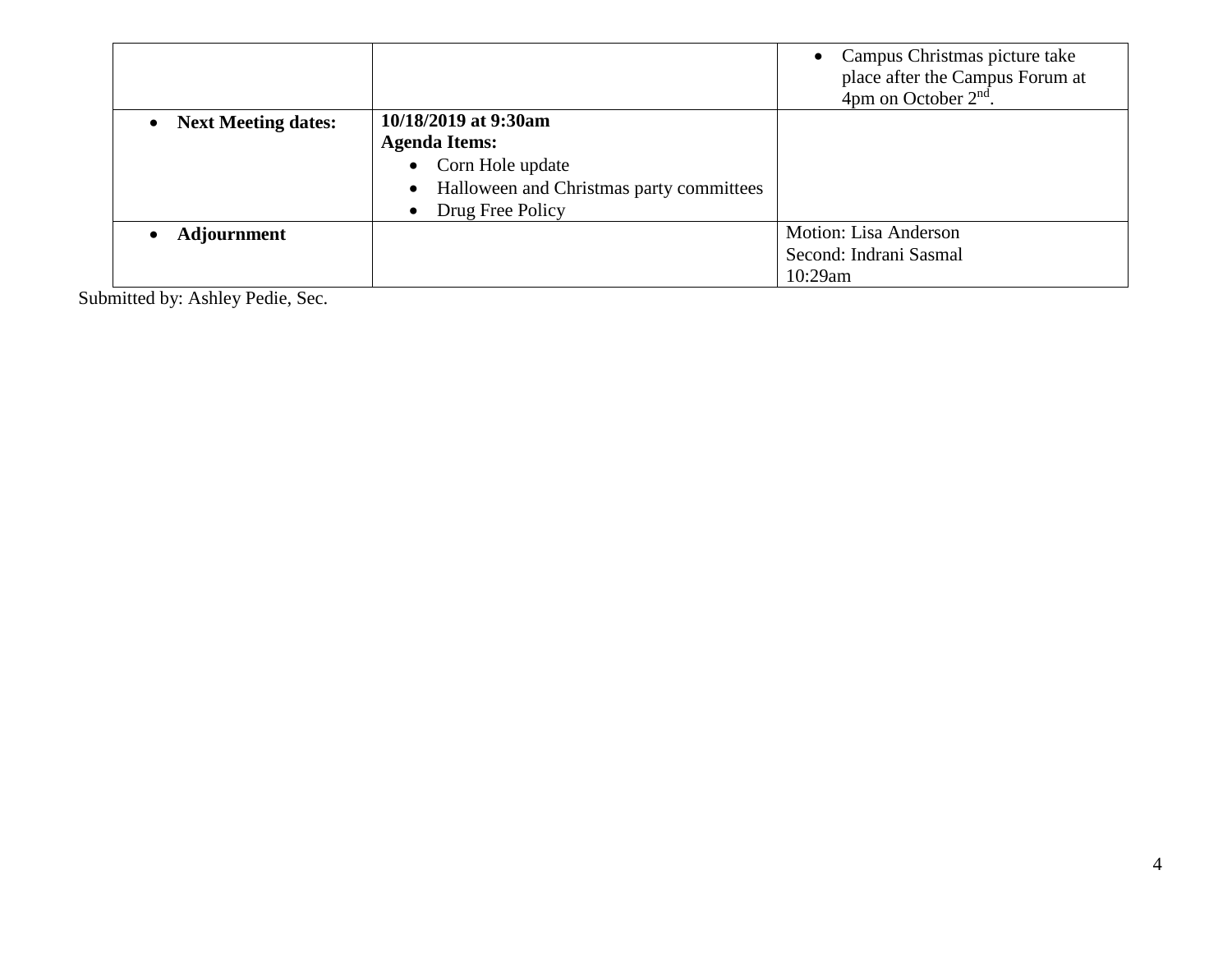| | | |
|---|---|---|
| | | • Campus Christmas picture take place after the Campus Forum at 4pm on October 2nd. |
| • **Next Meeting dates:** | **10/18/2019 at 9:30am**<br>**Agenda Items:**<br>• Corn Hole update<br>• Halloween and Christmas party committees<br>• Drug Free Policy | |
| • **Adjournment** | | Motion: Lisa Anderson<br>Second: Indrani Sasmal<br>10:29am |

Submitted by: Ashley Pedie, Sec.